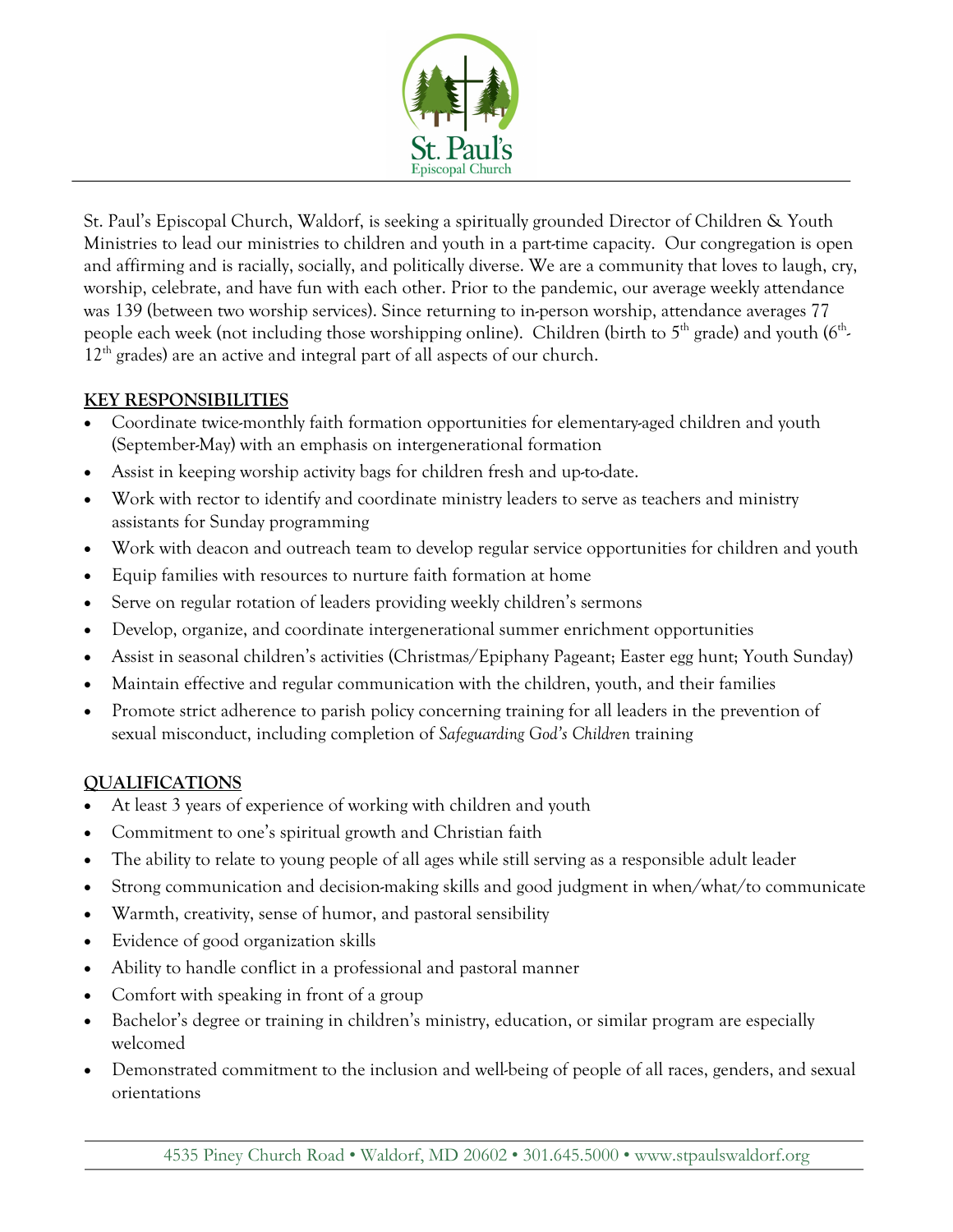St. Paul's
Episcopal Church

St. Paul's Episcopal Church, Waldorf, is seeking a spiritually grounded Director of Children & Youth Ministries to lead our ministries to children and youth in a part-time capacity. Our congregation is open and affirming and is racially, socially, and politically diverse. We are a community that loves to laugh, cry, worship, celebrate, and have fun with each other. Prior to the pandemic, our average weekly attendance was 139 (between two worship services). Since returning to in-person worship, attendance averages 77 people each week (not including those worshipping online). Children (birth to 5th grade) and youth (6th-12th grades) are an active and integral part of all aspects of our church.

**KEY RESPONSIBILITIES**

- Coordinate twice-monthly faith formation opportunities for elementary-aged children and youth (September-May) with an emphasis on intergenerational formation
- Assist in keeping worship activity bags for children fresh and up-to-date.
- Work with rector to identify and coordinate ministry leaders to serve as teachers and ministry assistants for Sunday programming
- Work with deacon and outreach team to develop regular service opportunities for children and youth
- Equip families with resources to nurture faith formation at home
- Serve on regular rotation of leaders providing weekly children's sermons
- Develop, organize, and coordinate intergenerational summer enrichment opportunities
- Assist in seasonal children's activities (Christmas/Epiphany Pageant; Easter egg hunt; Youth Sunday)
- Maintain effective and regular communication with the children, youth, and their families
- Promote strict adherence to parish policy concerning training for all leaders in the prevention of sexual misconduct, including completion of *Safeguarding God's Children* training

**QUALIFICATIONS**

- At least 3 years of experience of working with children and youth
- Commitment to one's spiritual growth and Christian faith
- The ability to relate to young people of all ages while still serving as a responsible adult leader
- Strong communication and decision-making skills and good judgment in when/what/to communicate
- Warmth, creativity, sense of humor, and pastoral sensibility
- Evidence of good organization skills
- Ability to handle conflict in a professional and pastoral manner
- Comfort with speaking in front of a group
- Bachelor's degree or training in children's ministry, education, or similar program are especially welcomed
- Demonstrated commitment to the inclusion and well-being of people of all races, genders, and sexual orientations

4535 Piney Church Road • Waldorf, MD 20602 • 301.645.5000 • www.stpaulswaldorf.org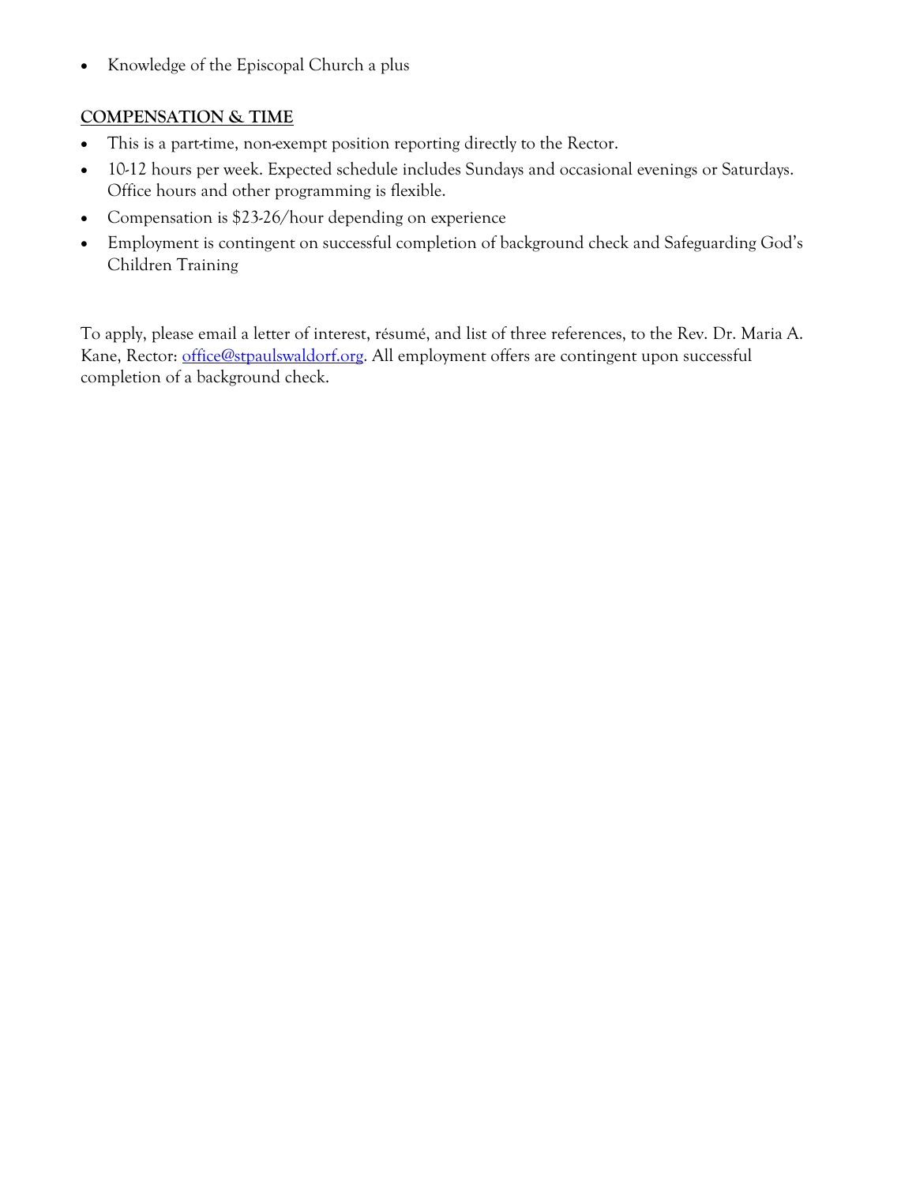- Knowledge of the Episcopal Church a plus

**COMPENSATION & TIME**

- This is a part-time, non-exempt position reporting directly to the Rector.
- 10-12 hours per week. Expected schedule includes Sundays and occasional evenings or Saturdays. Office hours and other programming is flexible.
- Compensation is $23-26/hour depending on experience
- Employment is contingent on successful completion of background check and Safeguarding God's Children Training

To apply, please email a letter of interest, résumé, and list of three references, to the Rev. Dr. Maria A. Kane, Rector: office@stpaulswaldorf.org. All employment offers are contingent upon successful completion of a background check.